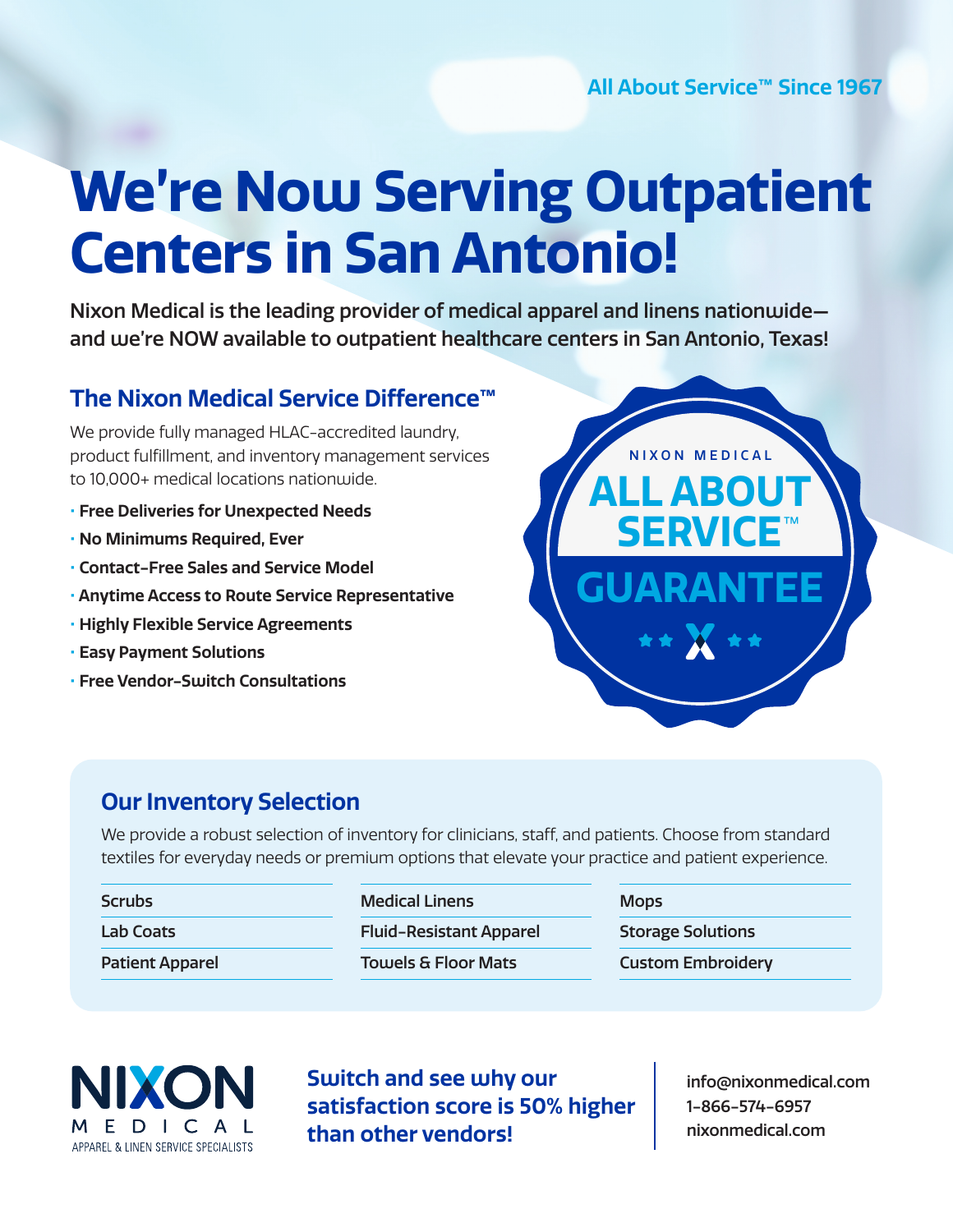All About Service™ Since 1967

# We're Now Serving Outpatient Centers in San Antonio!

**Nixon Medical is the leading provider of medical apparel and linens nationwide—and we're NOW available to outpatient healthcare centers in San Antonio, Texas!**

## The Nixon Medical Service Difference™

We provide fully managed HLAC-accredited laundry, product fulfillment, and inventory management services to 10,000+ medical locations nationwide.

- **Free Deliveries for Unexpected Needs**
- **No Minimums Required, Ever**
- **Contact-Free Sales and Service Model**
- **Anytime Access to Route Service Representative**
- **Highly Flexible Service Agreements**
- **Easy Payment Solutions**
- **Free Vendor-Switch Consultations**

NIXON MEDICAL ALL ABOUT SERVICE™ GUARANTEE

## Our Inventory Selection

We provide a robust selection of inventory for clinicians, staff, and patients. Choose from standard textiles for everyday needs or premium options that elevate your practice and patient experience.

| | | |
|---|---|---|
| Scrubs | Medical Linens | Mops |
| Lab Coats | Fluid-Resistant Apparel | Storage Solutions |
| Patient Apparel | Towels & Floor Mats | Custom Embroidery |

NIXON MEDICAL
APPAREL & LINEN SERVICE SPECIALISTS

**Switch and see why our satisfaction score is 50% higher than other vendors!**

info@nixonmedical.com
1-866-574-6957
nixonmedical.com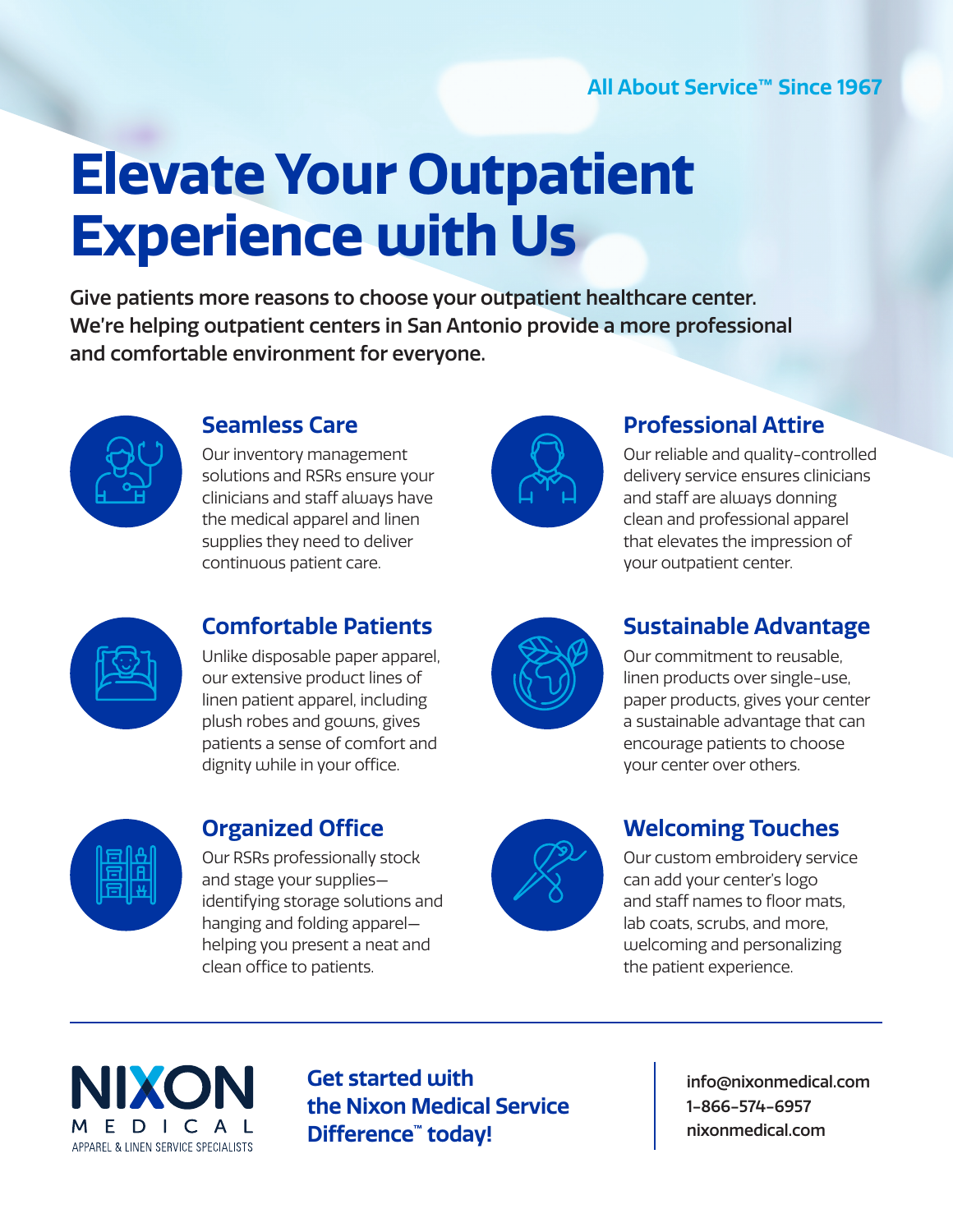All About Service™ Since 1967

# Elevate Your Outpatient Experience with Us

**Give patients more reasons to choose your outpatient healthcare center. We're helping outpatient centers in San Antonio provide a more professional and comfortable environment for everyone.**

## Seamless Care

Our inventory management solutions and RSRs ensure your clinicians and staff always have the medical apparel and linen supplies they need to deliver continuous patient care.

## Professional Attire

Our reliable and quality-controlled delivery service ensures clinicians and staff are always donning clean and professional apparel that elevates the impression of your outpatient center.

## Comfortable Patients

Unlike disposable paper apparel, our extensive product lines of linen patient apparel, including plush robes and gowns, gives patients a sense of comfort and dignity while in your office.

## Sustainable Advantage

Our commitment to reusable, linen products over single-use, paper products, gives your center a sustainable advantage that can encourage patients to choose your center over others.

## Organized Office

Our RSRs professionally stock and stage your supplies—identifying storage solutions and hanging and folding apparel—helping you present a neat and clean office to patients.

## Welcoming Touches

Our custom embroidery service can add your center's logo and staff names to floor mats, lab coats, scrubs, and more, welcoming and personalizing the patient experience.

---

NIXON MEDICAL
APPAREL & LINEN SERVICE SPECIALISTS

**Get started with the Nixon Medical Service Difference™ today!**

info@nixonmedical.com
1-866-574-6957
nixonmedical.com